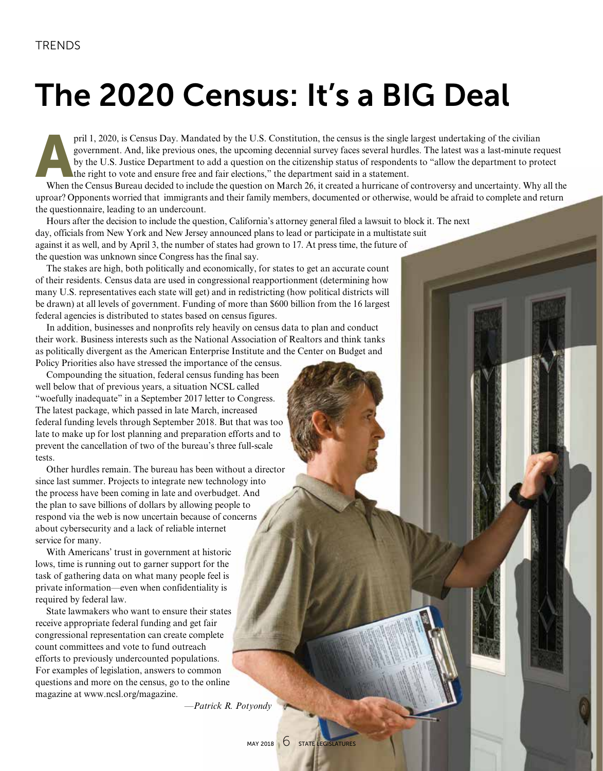TRENDS

# The 2020 Census: It's a BIG Deal

April 1, 2020, is Census Day. Mandated by the U.S. Constitution, the census is the single largest undertaking of the civilian government. And, like previous ones, the upcoming decennial survey faces several hurdles. The latest was a last-minute request by the U.S. Justice Department to add a question on the citizenship status of respondents to "allow the department to protect the right to vote and ensure free and fair elections," the department said in a statement.

When the Census Bureau decided to include the question on March 26, it created a hurricane of controversy and uncertainty. Why all the uproar? Opponents worried that immigrants and their family members, documented or otherwise, would be afraid to complete and return the questionnaire, leading to an undercount.

Hours after the decision to include the question, California's attorney general filed a lawsuit to block it. The next day, officials from New York and New Jersey announced plans to lead or participate in a multistate suit against it as well, and by April 3, the number of states had grown to 17. At press time, the future of the question was unknown since Congress has the final say.

The stakes are high, both politically and economically, for states to get an accurate count of their residents. Census data are used in congressional reapportionment (determining how many U.S. representatives each state will get) and in redistricting (how political districts will be drawn) at all levels of government. Funding of more than $600 billion from the 16 largest federal agencies is distributed to states based on census figures.

In addition, businesses and nonprofits rely heavily on census data to plan and conduct their work. Business interests such as the National Association of Realtors and think tanks as politically divergent as the American Enterprise Institute and the Center on Budget and Policy Priorities also have stressed the importance of the census.

Compounding the situation, federal census funding has been well below that of previous years, a situation NCSL called "woefully inadequate" in a September 2017 letter to Congress. The latest package, which passed in late March, increased federal funding levels through September 2018. But that was too late to make up for lost planning and preparation efforts and to prevent the cancellation of two of the bureau's three full-scale tests.

Other hurdles remain. The bureau has been without a director since last summer. Projects to integrate new technology into the process have been coming in late and overbudget. And the plan to save billions of dollars by allowing people to respond via the web is now uncertain because of concerns about cybersecurity and a lack of reliable internet service for many.

With Americans' trust in government at historic lows, time is running out to garner support for the task of gathering data on what many people feel is private information—even when confidentiality is required by federal law.

State lawmakers who want to ensure their states receive appropriate federal funding and get fair congressional representation can create complete count committees and vote to fund outreach efforts to previously undercounted populations. For examples of legislation, answers to common questions and more on the census, go to the online magazine at www.ncsl.org/magazine.

*—Patrick R. Potyondy*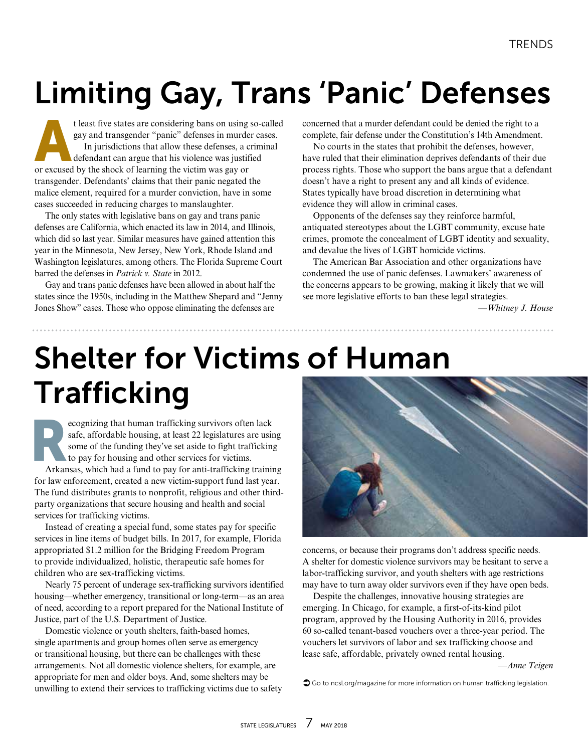# Limiting Gay, Trans 'Panic' Defenses

At least five states are considering bans on using so-called gay and transgender "panic" defenses in murder cases.

In jurisdictions that allow these defenses, a criminal defendant can argue that his violence was justified or excused by the shock of learning the victim was gay or transgender. Defendants' claims that their panic negated the malice element, required for a murder conviction, have in some cases succeeded in reducing charges to manslaughter.

The only states with legislative bans on gay and trans panic defenses are California, which enacted its law in 2014, and Illinois, which did so last year. Similar measures have gained attention this year in the Minnesota, New Jersey, New York, Rhode Island and Washington legislatures, among others. The Florida Supreme Court barred the defenses in *Patrick v. State* in 2012.

Gay and trans panic defenses have been allowed in about half the states since the 1950s, including in the Matthew Shepard and "Jenny Jones Show" cases. Those who oppose eliminating the defenses are concerned that a murder defendant could be denied the right to a complete, fair defense under the Constitution's 14th Amendment.

No courts in the states that prohibit the defenses, however, have ruled that their elimination deprives defendants of their due process rights. Those who support the bans argue that a defendant doesn't have a right to present any and all kinds of evidence. States typically have broad discretion in determining what evidence they will allow in criminal cases.

Opponents of the defenses say they reinforce harmful, antiquated stereotypes about the LGBT community, excuse hate crimes, promote the concealment of LGBT identity and sexuality, and devalue the lives of LGBT homicide victims.

The American Bar Association and other organizations have condemned the use of panic defenses. Lawmakers' awareness of the concerns appears to be growing, making it likely that we will see more legislative efforts to ban these legal strategies.

*—Whitney J. House*

# Shelter for Victims of Human Trafficking

Recognizing that human trafficking survivors often lack safe, affordable housing, at least 22 legislatures are using some of the funding they've set aside to fight trafficking to pay for housing and other services for victims.

Arkansas, which had a fund to pay for anti-trafficking training for law enforcement, created a new victim-support fund last year. The fund distributes grants to nonprofit, religious and other third-party organizations that secure housing and health and social services for trafficking victims.

Instead of creating a special fund, some states pay for specific services in line items of budget bills. In 2017, for example, Florida appropriated $1.2 million for the Bridging Freedom Program to provide individualized, holistic, therapeutic safe homes for children who are sex-trafficking victims.

Nearly 75 percent of underage sex-trafficking survivors identified housing—whether emergency, transitional or long-term—as an area of need, according to a report prepared for the National Institute of Justice, part of the U.S. Department of Justice.

Domestic violence or youth shelters, faith-based homes, single apartments and group homes often serve as emergency or transitional housing, but there can be challenges with these arrangements. Not all domestic violence shelters, for example, are appropriate for men and older boys. And, some shelters may be unwilling to extend their services to trafficking victims due to safety concerns, or because their programs don't address specific needs. A shelter for domestic violence survivors may be hesitant to serve a labor-trafficking survivor, and youth shelters with age restrictions may have to turn away older survivors even if they have open beds.

Despite the challenges, innovative housing strategies are emerging. In Chicago, for example, a first-of-its-kind pilot program, approved by the Housing Authority in 2016, provides 60 so-called tenant-based vouchers over a three-year period. The vouchers let survivors of labor and sex trafficking choose and lease safe, affordable, privately owned rental housing.

*—Anne Teigen*

➲ Go to ncsl.org/magazine for more information on human trafficking legislation.